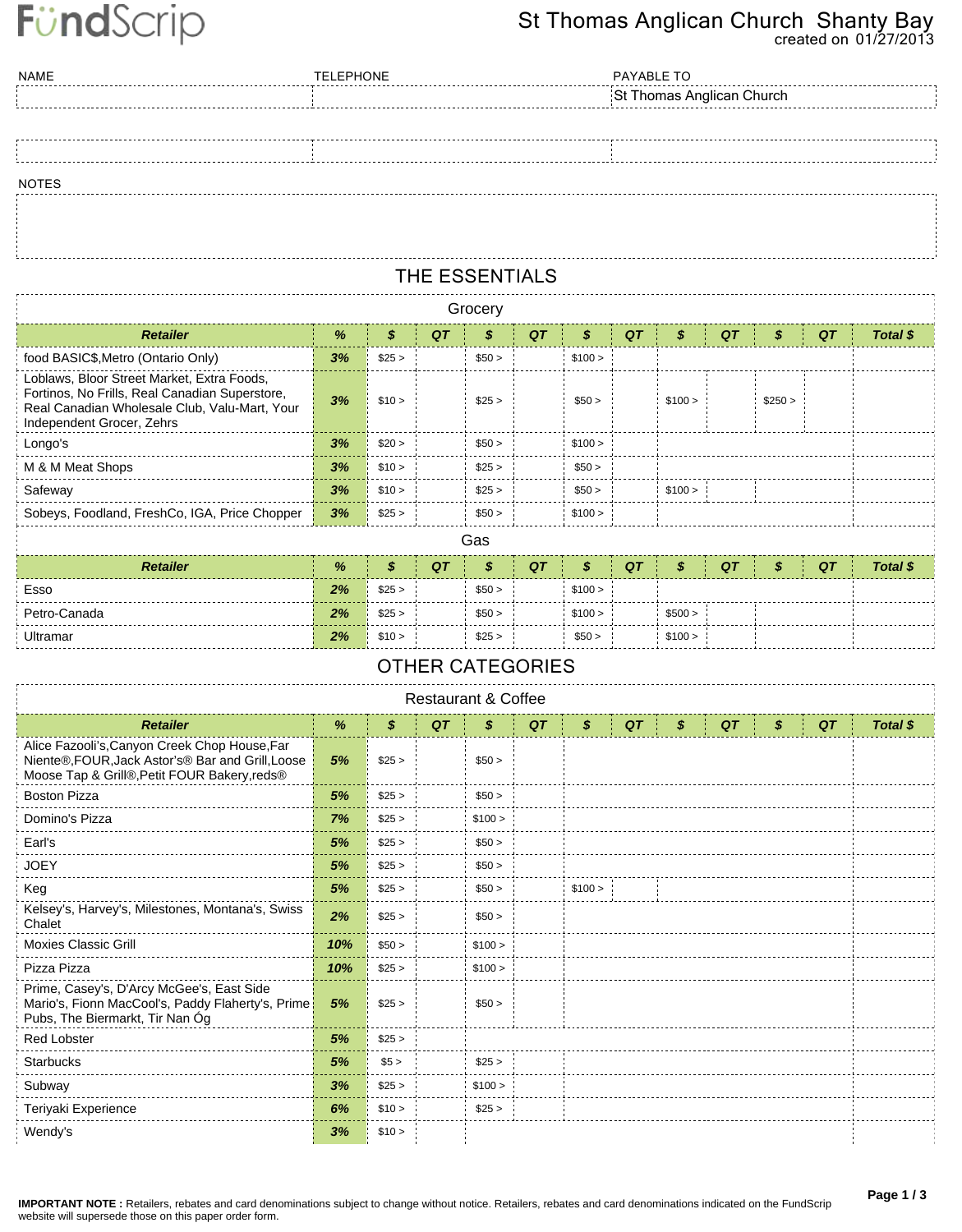FundScrip

# St Thomas Anglican Church Shanty Bay
created on 01/27/2013

| NAME | TELEPHONE | PAYABLE TO |
|---|---|---|
| | | St Thomas Anglican Church |
| | | |

NOTES

## THE ESSENTIALS

### Grocery

| Retailer | % | $ | QT | $ | QT | $ | QT | $ | QT | $ | QT | Total $ |
|---|---|---|---|---|---|---|---|---|---|---|---|---|
| food BASIC$,Metro (Ontario Only) | 3% | $25 > | | $50 > | | $100 > | | | | | | |
| Loblaws, Bloor Street Market, Extra Foods, Fortinos, No Frills, Real Canadian Superstore, Real Canadian Wholesale Club, Valu-Mart, Your Independent Grocer, Zehrs | 3% | $10 > | | $25 > | | $50 > | | $100 > | | $250 > | | |
| Longo's | 3% | $20 > | | $50 > | | $100 > | | | | | | |
| M & M Meat Shops | 3% | $10 > | | $25 > | | $50 > | | | | | | |
| Safeway | 3% | $10 > | | $25 > | | $50 > | | $100 > | | | | |
| Sobeys, Foodland, FreshCo, IGA, Price Chopper | 3% | $25 > | | $50 > | | $100 > | | | | | | |

### Gas

| Retailer | % | $ | QT | $ | QT | $ | QT | $ | QT | $ | QT | Total $ |
|---|---|---|---|---|---|---|---|---|---|---|---|---|
| Esso | 2% | $25 > | | $50 > | | $100 > | | | | | | |
| Petro-Canada | 2% | $25 > | | $50 > | | $100 > | | $500 > | | | | |
| Ultramar | 2% | $10 > | | $25 > | | $50 > | | $100 > | | | | |

## OTHER CATEGORIES

### Restaurant & Coffee

| Retailer | % | $ | QT | $ | QT | $ | QT | $ | QT | $ | QT | Total $ |
|---|---|---|---|---|---|---|---|---|---|---|---|---|
| Alice Fazooli's,Canyon Creek Chop House,Far Niente®,FOUR,Jack Astor's® Bar and Grill,Loose Moose Tap & Grill®,Petit FOUR Bakery,reds® | 5% | $25 > | | $50 > | | | | | | | | |
| Boston Pizza | 5% | $25 > | | $50 > | | | | | | | | |
| Domino's Pizza | 7% | $25 > | | $100 > | | | | | | | | |
| Earl's | 5% | $25 > | | $50 > | | | | | | | | |
| JOEY | 5% | $25 > | | $50 > | | | | | | | | |
| Keg | 5% | $25 > | | $50 > | | $100 > | | | | | | |
| Kelsey's, Harvey's, Milestones, Montana's, Swiss Chalet | 2% | $25 > | | $50 > | | | | | | | | |
| Moxies Classic Grill | 10% | $50 > | | $100 > | | | | | | | | |
| Pizza Pizza | 10% | $25 > | | $100 > | | | | | | | | |
| Prime, Casey's, D'Arcy McGee's, East Side Mario's, Fionn MacCool's, Paddy Flaherty's, Prime Pubs, The Biermarkt, Tir Nan Óg | 5% | $25 > | | $50 > | | | | | | | | |
| Red Lobster | 5% | $25 > | | | | | | | | | | |
| Starbucks | 5% | $5 > | | $25 > | | | | | | | | |
| Subway | 3% | $25 > | | $100 > | | | | | | | | |
| Teriyaki Experience | 6% | $10 > | | $25 > | | | | | | | | |
| Wendy's | 3% | $10 > | | | | | | | | | | |

**IMPORTANT NOTE :** Retailers, rebates and card denominations subject to change without notice. Retailers, rebates and card denominations indicated on the FundScrip website will supersede those on this paper order form.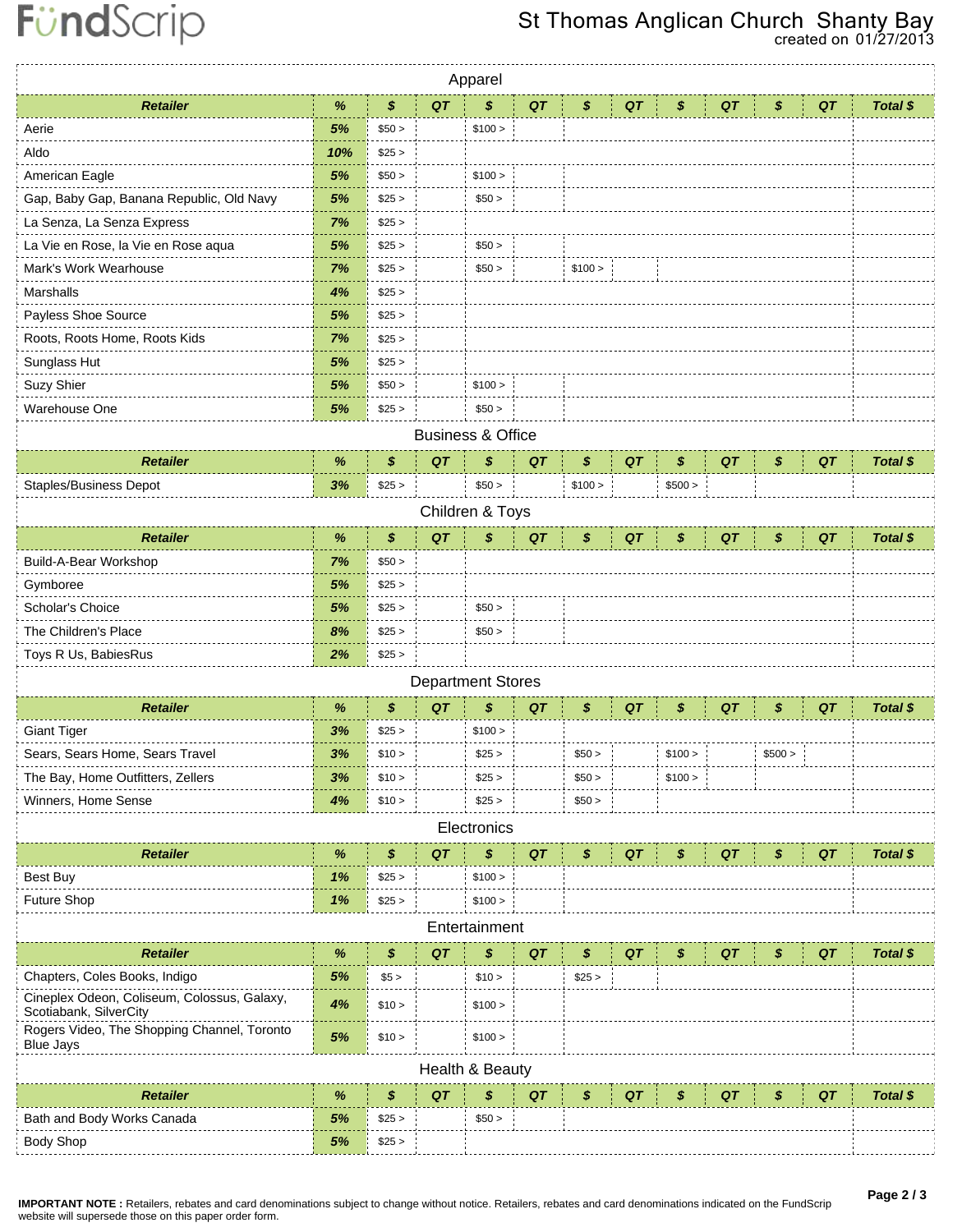FundScrip

# St Thomas Anglican Church Shanty Bay

created on 01/27/2013

## Apparel

| Retailer | % | $ | QT | $ | QT | $ | QT | $ | QT | $ | QT | Total $ |
|---|---|---|---|---|---|---|---|---|---|---|---|---|
| Aerie | 5% | $50 > | | $100 > | | | | | | | | |
| Aldo | 10% | $25 > | | | | | | | | | | |
| American Eagle | 5% | $50 > | | $100 > | | | | | | | | |
| Gap, Baby Gap, Banana Republic, Old Navy | 5% | $25 > | | $50 > | | | | | | | | |
| La Senza, La Senza Express | 7% | $25 > | | | | | | | | | | |
| La Vie en Rose, la Vie en Rose aqua | 5% | $25 > | | $50 > | | | | | | | | |
| Mark's Work Wearhouse | 7% | $25 > | | $50 > | | $100 > | | | | | | |
| Marshalls | 4% | $25 > | | | | | | | | | | |
| Payless Shoe Source | 5% | $25 > | | | | | | | | | | |
| Roots, Roots Home, Roots Kids | 7% | $25 > | | | | | | | | | | |
| Sunglass Hut | 5% | $25 > | | | | | | | | | | |
| Suzy Shier | 5% | $50 > | | $100 > | | | | | | | | |
| Warehouse One | 5% | $25 > | | $50 > | | | | | | | | |

## Business & Office

| Retailer | % | $ | QT | $ | QT | $ | QT | $ | QT | $ | QT | Total $ |
|---|---|---|---|---|---|---|---|---|---|---|---|---|
| Staples/Business Depot | 3% | $25 > | | $50 > | | $100 > | | $500 > | | | | |

## Children & Toys

| Retailer | % | $ | QT | $ | QT | $ | QT | $ | QT | $ | QT | Total $ |
|---|---|---|---|---|---|---|---|---|---|---|---|---|
| Build-A-Bear Workshop | 7% | $50 > | | | | | | | | | | |
| Gymboree | 5% | $25 > | | | | | | | | | | |
| Scholar's Choice | 5% | $25 > | | $50 > | | | | | | | | |
| The Children's Place | 8% | $25 > | | $50 > | | | | | | | | |
| Toys R Us, BabiesRus | 2% | $25 > | | | | | | | | | | |

## Department Stores

| Retailer | % | $ | QT | $ | QT | $ | QT | $ | QT | $ | QT | Total $ |
|---|---|---|---|---|---|---|---|---|---|---|---|---|
| Giant Tiger | 3% | $25 > | | $100 > | | | | | | | | |
| Sears, Sears Home, Sears Travel | 3% | $10 > | | $25 > | | $50 > | | $100 > | | $500 > | | |
| The Bay, Home Outfitters, Zellers | 3% | $10 > | | $25 > | | $50 > | | $100 > | | | | |
| Winners, Home Sense | 4% | $10 > | | $25 > | | $50 > | | | | | | |

## Electronics

| Retailer | % | $ | QT | $ | QT | $ | QT | $ | QT | $ | QT | Total $ |
|---|---|---|---|---|---|---|---|---|---|---|---|---|
| Best Buy | 1% | $25 > | | $100 > | | | | | | | | |
| Future Shop | 1% | $25 > | | $100 > | | | | | | | | |

## Entertainment

| Retailer | % | $ | QT | $ | QT | $ | QT | $ | QT | $ | QT | Total $ |
|---|---|---|---|---|---|---|---|---|---|---|---|---|
| Chapters, Coles Books, Indigo | 5% | $5 > | | $10 > | | $25 > | | | | | | |
| Cineplex Odeon, Coliseum, Colossus, Galaxy, Scotiabank, SilverCity | 4% | $10 > | | $100 > | | | | | | | | |
| Rogers Video, The Shopping Channel, Toronto Blue Jays | 5% | $10 > | | $100 > | | | | | | | | |

## Health & Beauty

| Retailer | % | $ | QT | $ | QT | $ | QT | $ | QT | $ | QT | Total $ |
|---|---|---|---|---|---|---|---|---|---|---|---|---|
| Bath and Body Works Canada | 5% | $25 > | | $50 > | | | | | | | | |
| Body Shop | 5% | $25 > | | | | | | | | | | |

**IMPORTANT NOTE :** Retailers, rebates and card denominations subject to change without notice. Retailers, rebates and card denominations indicated on the FundScrip website will supersede those on this paper order form.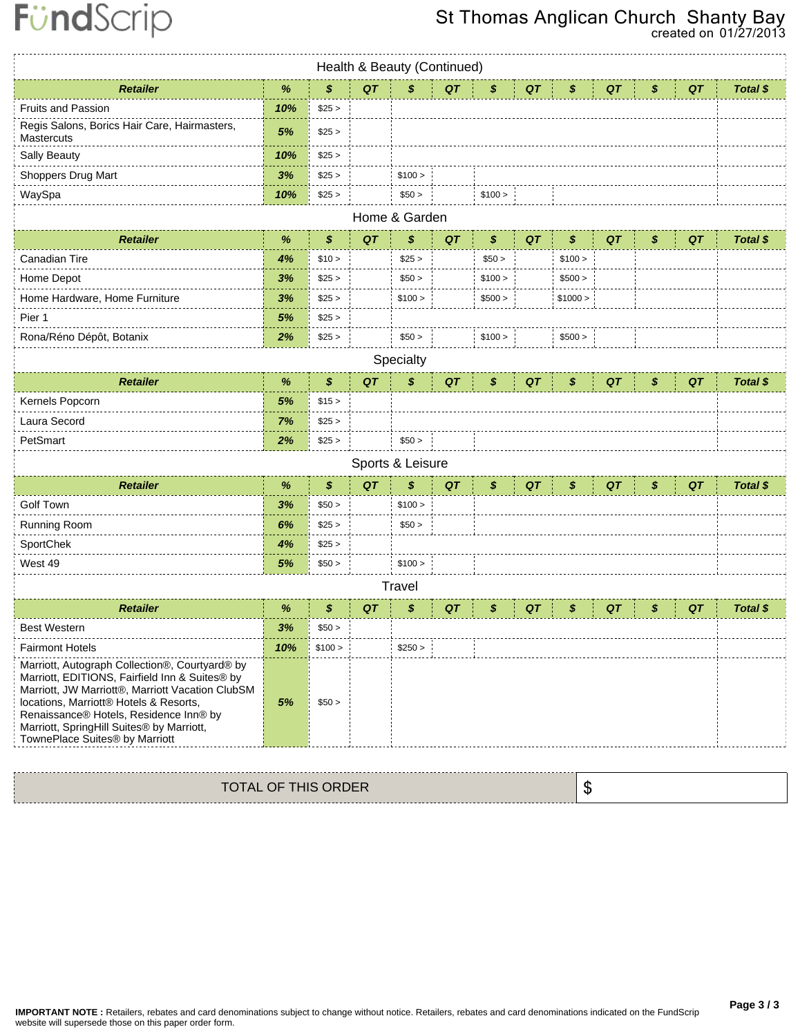FundScrip

St Thomas Anglican Church Shanty Bay
created on 01/27/2013

## Health & Beauty (Continued)

| Retailer | % | $ | QT | $ | QT | $ | QT | $ | QT | $ | QT | Total $ |
|---|---|---|---|---|---|---|---|---|---|---|---|---|
| Fruits and Passion | 10% | $25 > | | | | | | | | | | |
| Regis Salons, Borics Hair Care, Hairmasters, Mastercuts | 5% | $25 > | | | | | | | | | | |
| Sally Beauty | 10% | $25 > | | | | | | | | | | |
| Shoppers Drug Mart | 3% | $25 > | | $100 > | | | | | | | | |
| WaySpa | 10% | $25 > | | $50 > | | $100 > | | | | | | |

## Home & Garden

| Retailer | % | $ | QT | $ | QT | $ | QT | $ | QT | $ | QT | Total $ |
|---|---|---|---|---|---|---|---|---|---|---|---|---|
| Canadian Tire | 4% | $10 > | | $25 > | | $50 > | | $100 > | | | | |
| Home Depot | 3% | $25 > | | $50 > | | $100 > | | $500 > | | | | |
| Home Hardware, Home Furniture | 3% | $25 > | | $100 > | | $500 > | | $1000 > | | | | |
| Pier 1 | 5% | $25 > | | | | | | | | | | |
| Rona/Réno Dépôt, Botanix | 2% | $25 > | | $50 > | | $100 > | | $500 > | | | | |

## Specialty

| Retailer | % | $ | QT | $ | QT | $ | QT | $ | QT | $ | QT | Total $ |
|---|---|---|---|---|---|---|---|---|---|---|---|---|
| Kernels Popcorn | 5% | $15 > | | | | | | | | | | |
| Laura Secord | 7% | $25 > | | | | | | | | | | |
| PetSmart | 2% | $25 > | | $50 > | | | | | | | | |

## Sports & Leisure

| Retailer | % | $ | QT | $ | QT | $ | QT | $ | QT | $ | QT | Total $ |
|---|---|---|---|---|---|---|---|---|---|---|---|---|
| Golf Town | 3% | $50 > | | $100 > | | | | | | | | |
| Running Room | 6% | $25 > | | $50 > | | | | | | | | |
| SportChek | 4% | $25 > | | | | | | | | | | |
| West 49 | 5% | $50 > | | $100 > | | | | | | | | |

## Travel

| Retailer | % | $ | QT | $ | QT | $ | QT | $ | QT | $ | QT | Total $ |
|---|---|---|---|---|---|---|---|---|---|---|---|---|
| Best Western | 3% | $50 > | | | | | | | | | | |
| Fairmont Hotels | 10% | $100 > | | $250 > | | | | | | | | |
| Marriott, Autograph Collection®, Courtyard® by Marriott, EDITIONS, Fairfield Inn & Suites® by Marriott, JW Marriott®, Marriott Vacation ClubSM locations, Marriott® Hotels & Resorts, Renaissance® Hotels, Residence Inn® by Marriott, SpringHill Suites® by Marriott, TownePlace Suites® by Marriott | 5% | $50 > | | | | | | | | | | |

| TOTAL OF THIS ORDER | $ |
|---|---|

**IMPORTANT NOTE :** Retailers, rebates and card denominations subject to change without notice. Retailers, rebates and card denominations indicated on the FundScrip website will supersede those on this paper order form.